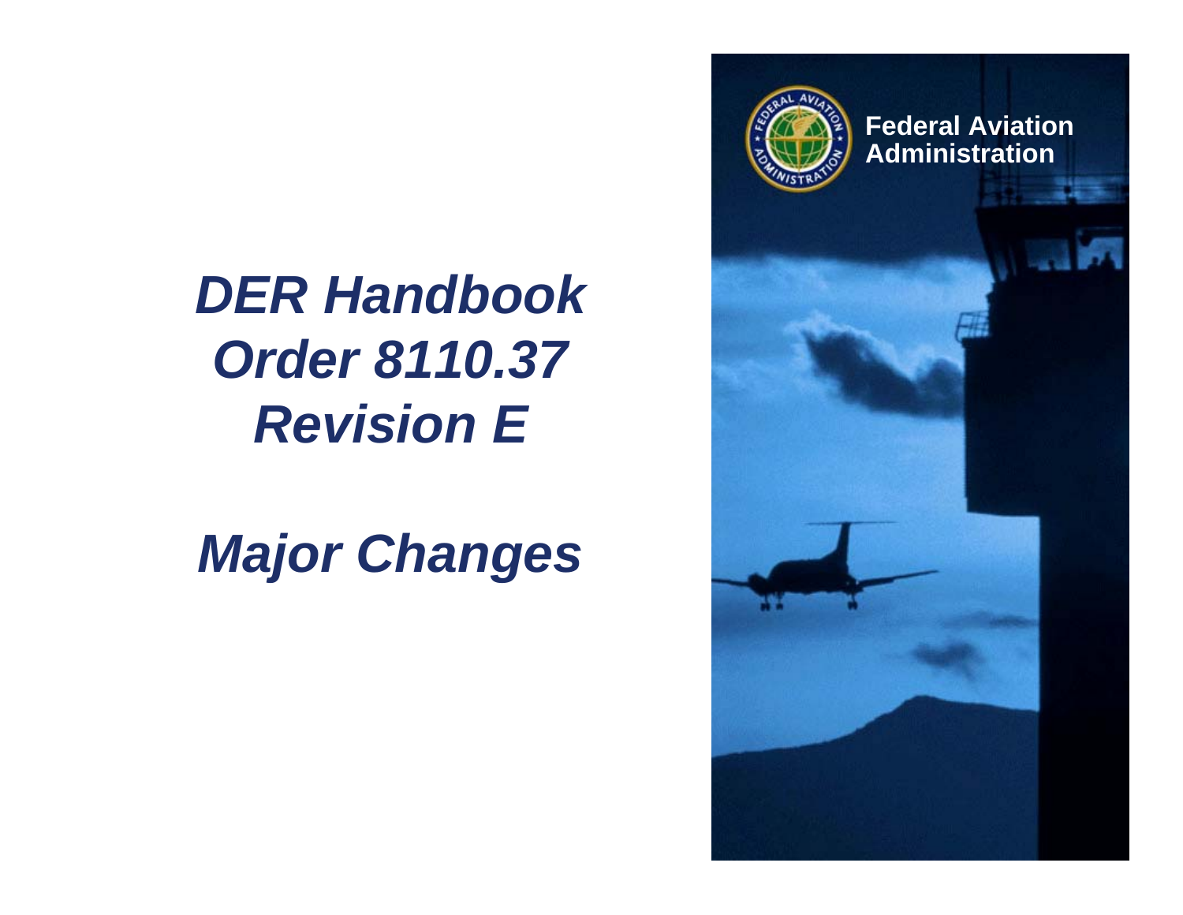# DER Handbook Order 8110.37 Revision E

# Major Changes

Federal Aviation Administration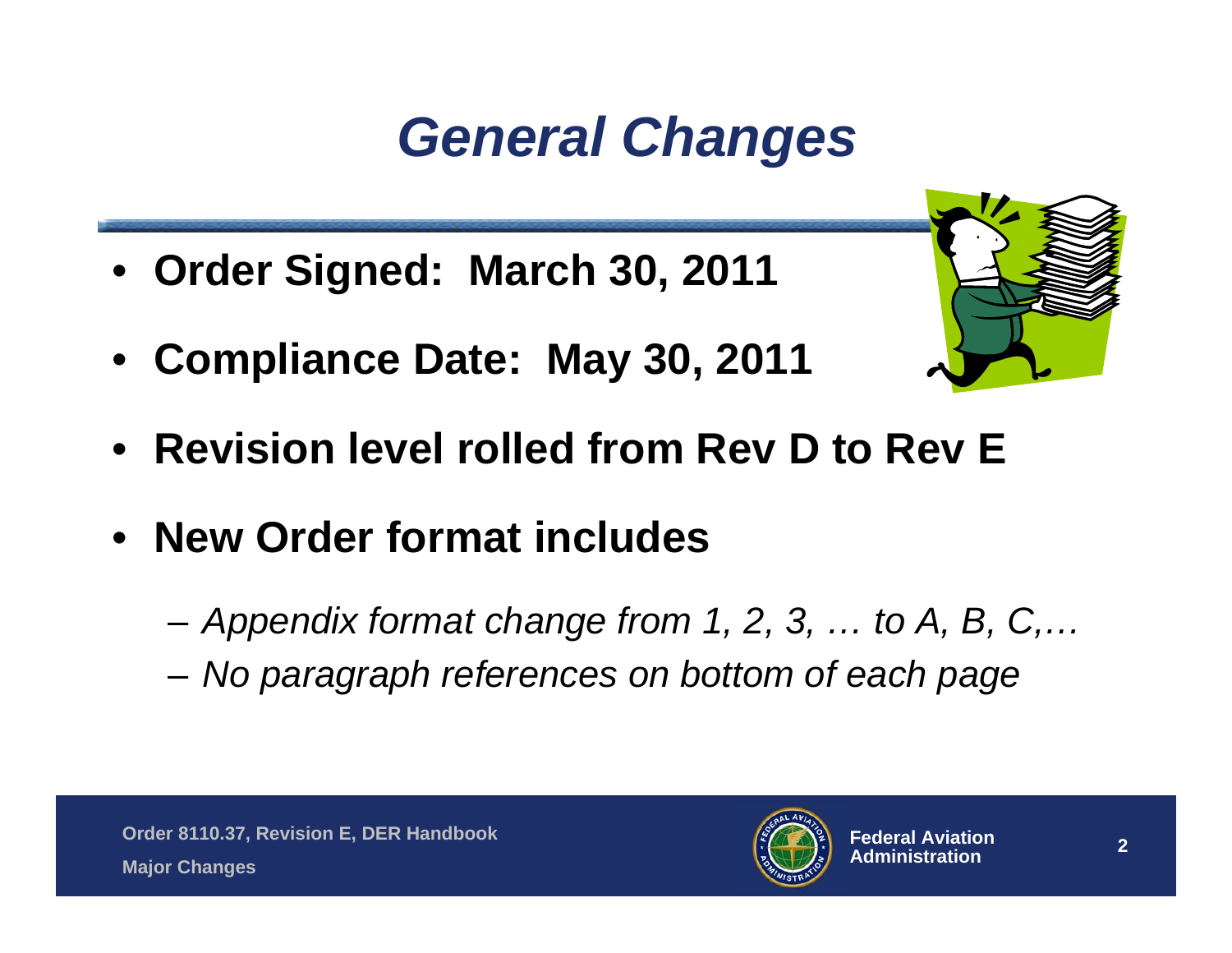# *General Changes*

- **Order Signed: March 30, 2011**
- **Compliance Date: May 30, 2011**
- **Revision level rolled from Rev D to Rev E**
- **New Order format includes**
  - *Appendix format change from 1, 2, 3, … to A, B, C,…*
  - *No paragraph references on bottom of each page*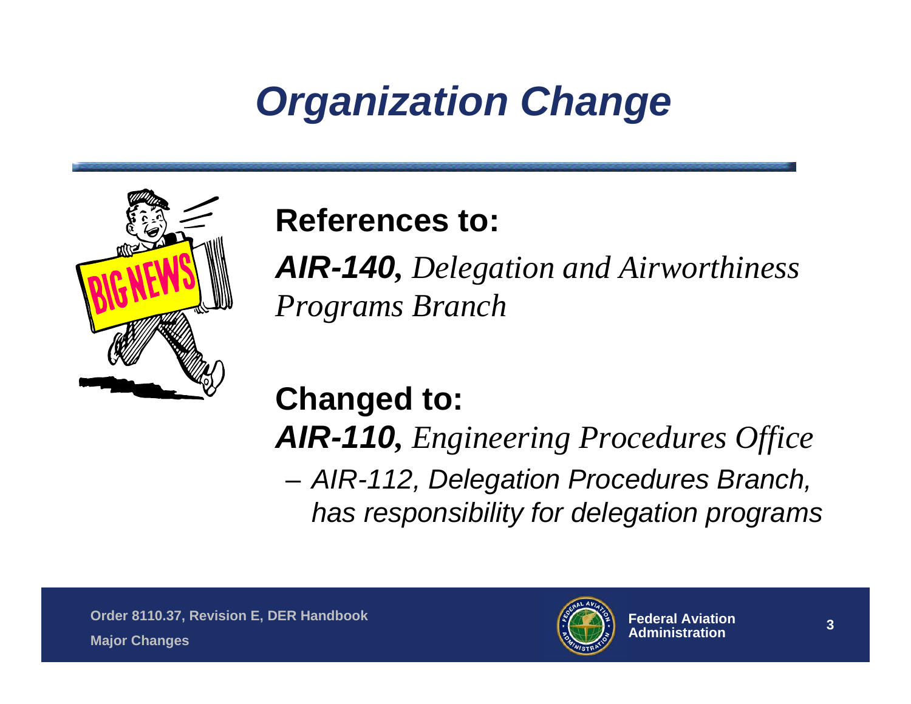# *Organization Change*

**References to:**

***AIR-140,*** *Delegation and Airworthiness Programs Branch*

**Changed to:**

***AIR-110,*** *Engineering Procedures Office*

- *AIR-112, Delegation Procedures Branch, has responsibility for delegation programs*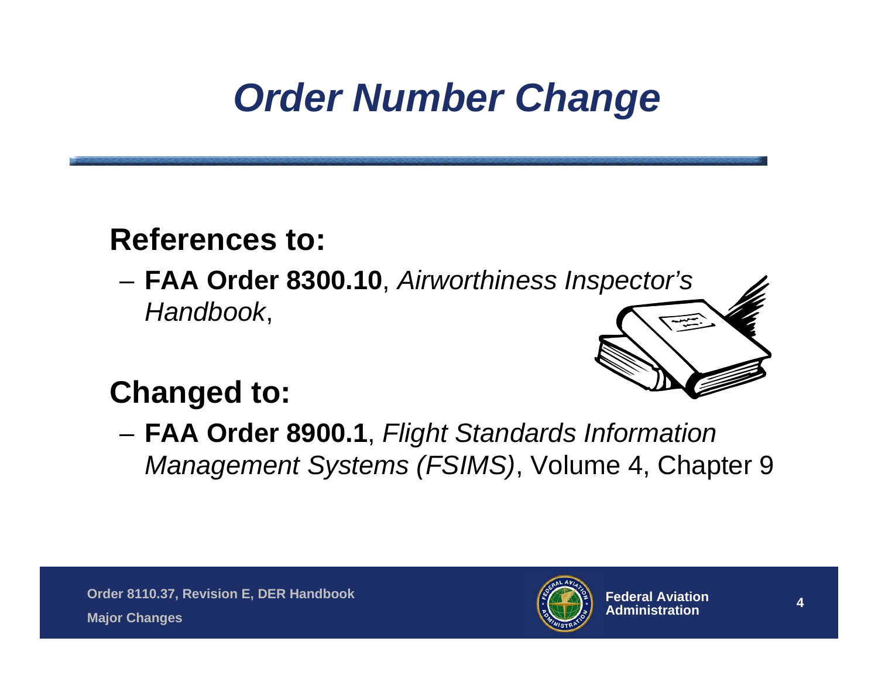# *Order Number Change*

## References to:

- **FAA Order 8300.10**, *Airworthiness Inspector's Handbook*,

## Changed to:

- **FAA Order 8900.1**, *Flight Standards Information Management Systems (FSIMS)*, Volume 4, Chapter 9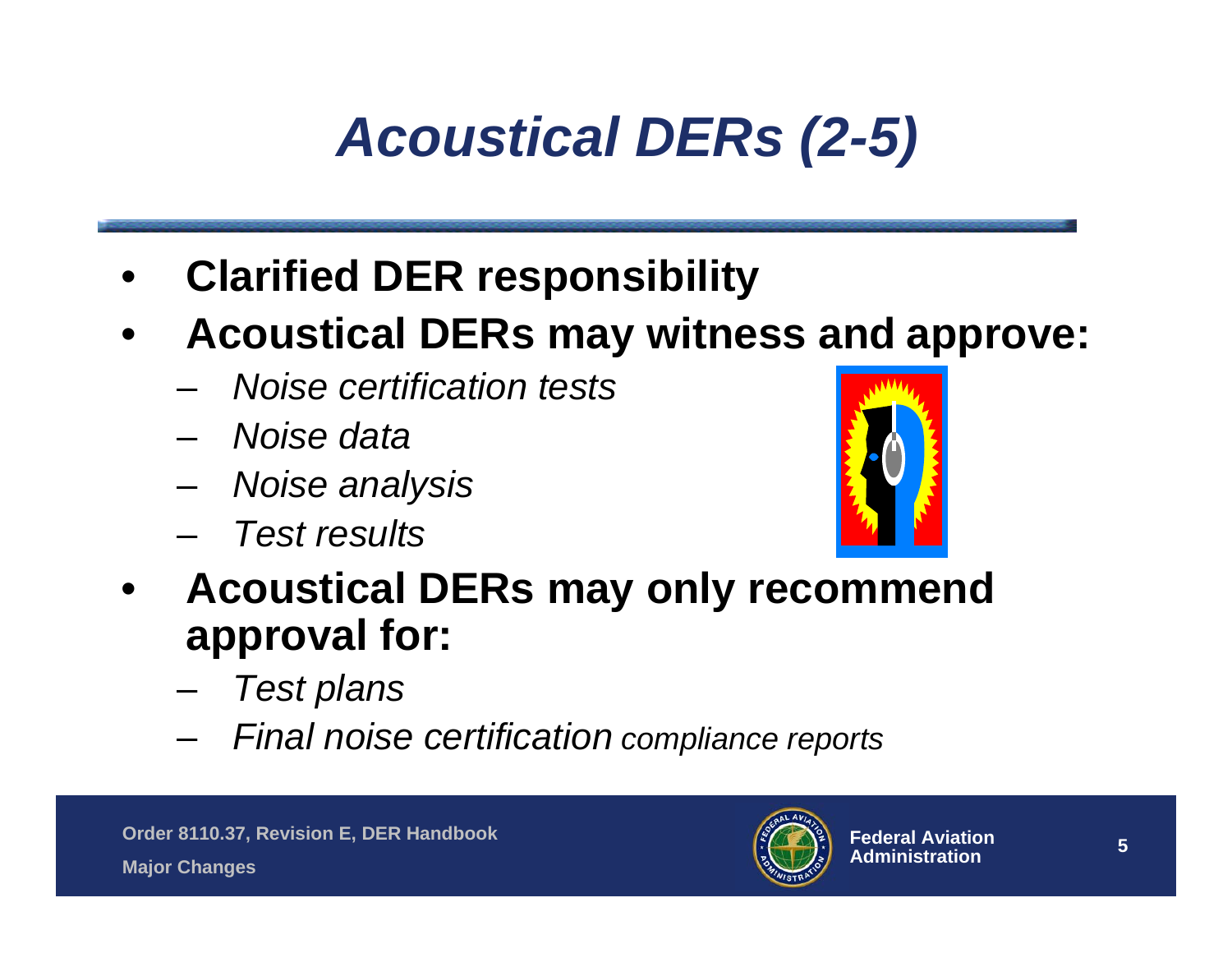# *Acoustical DERs (2-5)*

- **Clarified DER responsibility**
- **Acoustical DERs may witness and approve:**
  - *Noise certification tests*
  - *Noise data*
  - *Noise analysis*
  - *Test results*
- **Acoustical DERs may only recommend approval for:**
  - *Test plans*
  - *Final noise certification compliance reports*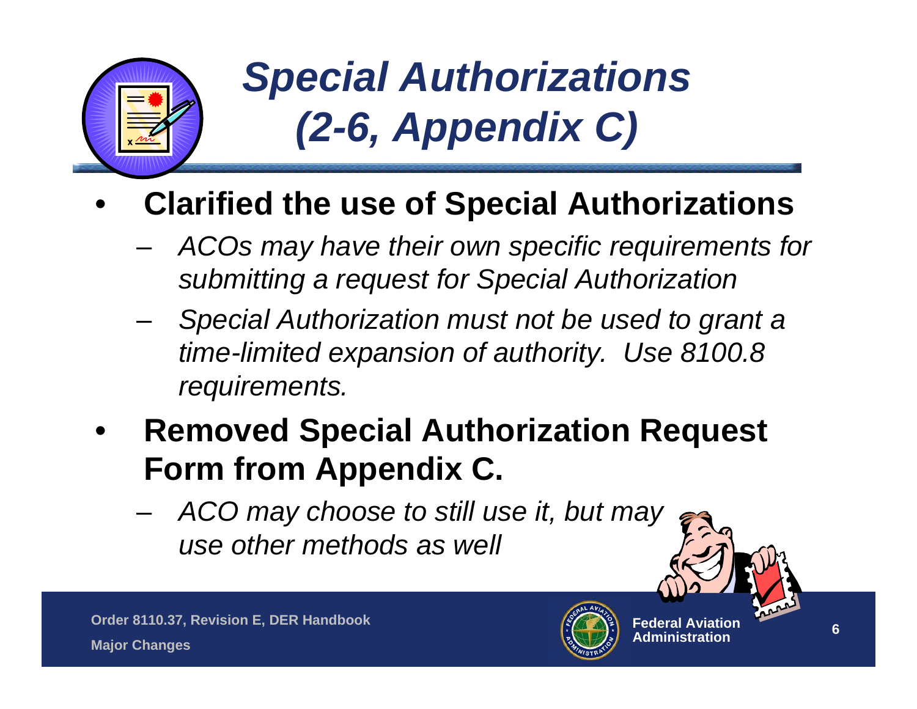# *Special Authorizations (2-6, Appendix C)*

- **Clarified the use of Special Authorizations**
  - *ACOs may have their own specific requirements for submitting a request for Special Authorization*
  - *Special Authorization must not be used to grant a time-limited expansion of authority. Use 8100.8 requirements.*
- **Removed Special Authorization Request Form from Appendix C.**
  - *ACO may choose to still use it, but may use other methods as well*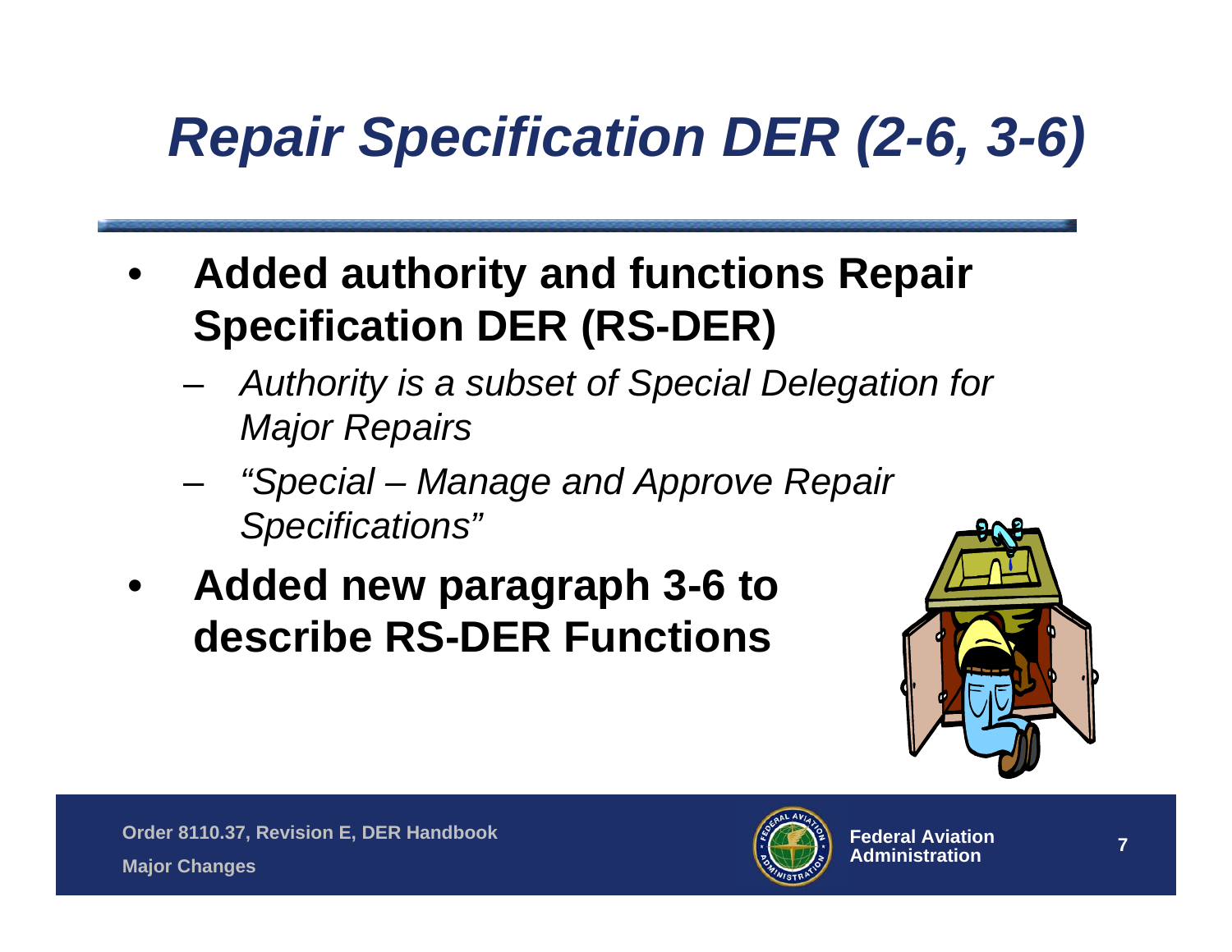# *Repair Specification DER (2-6, 3-6)*

- **Added authority and functions Repair Specification DER (RS-DER)**
  - *Authority is a subset of Special Delegation for Major Repairs*
  - *"Special – Manage and Approve Repair Specifications"*
- **Added new paragraph 3-6 to describe RS-DER Functions**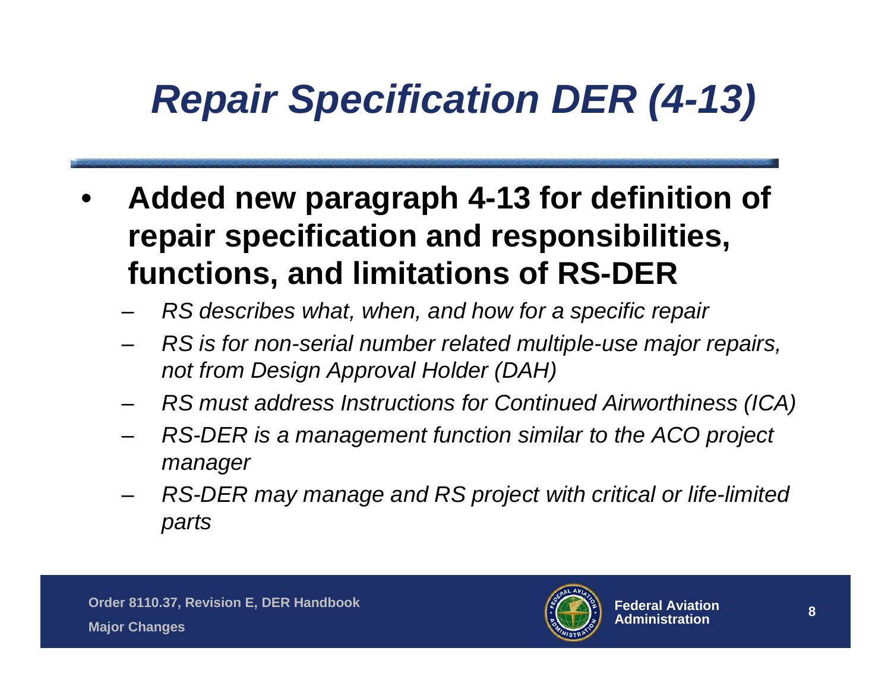# *Repair Specification DER (4-13)*

- **Added new paragraph 4-13 for definition of repair specification and responsibilities, functions, and limitations of RS-DER**
  - *RS describes what, when, and how for a specific repair*
  - *RS is for non-serial number related multiple-use major repairs, not from Design Approval Holder (DAH)*
  - *RS must address Instructions for Continued Airworthiness (ICA)*
  - *RS-DER is a management function similar to the ACO project manager*
  - *RS-DER may manage and RS project with critical or life-limited parts*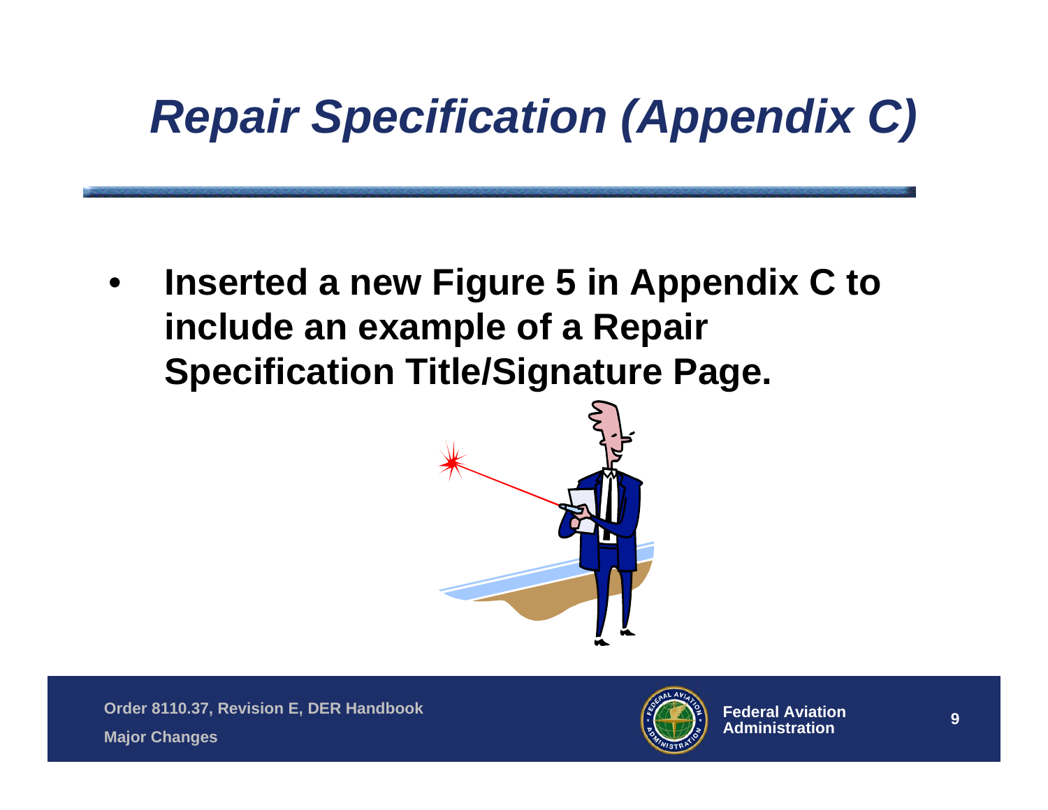# *Repair Specification (Appendix C)*

- **Inserted a new Figure 5 in Appendix C to include an example of a Repair Specification Title/Signature Page.**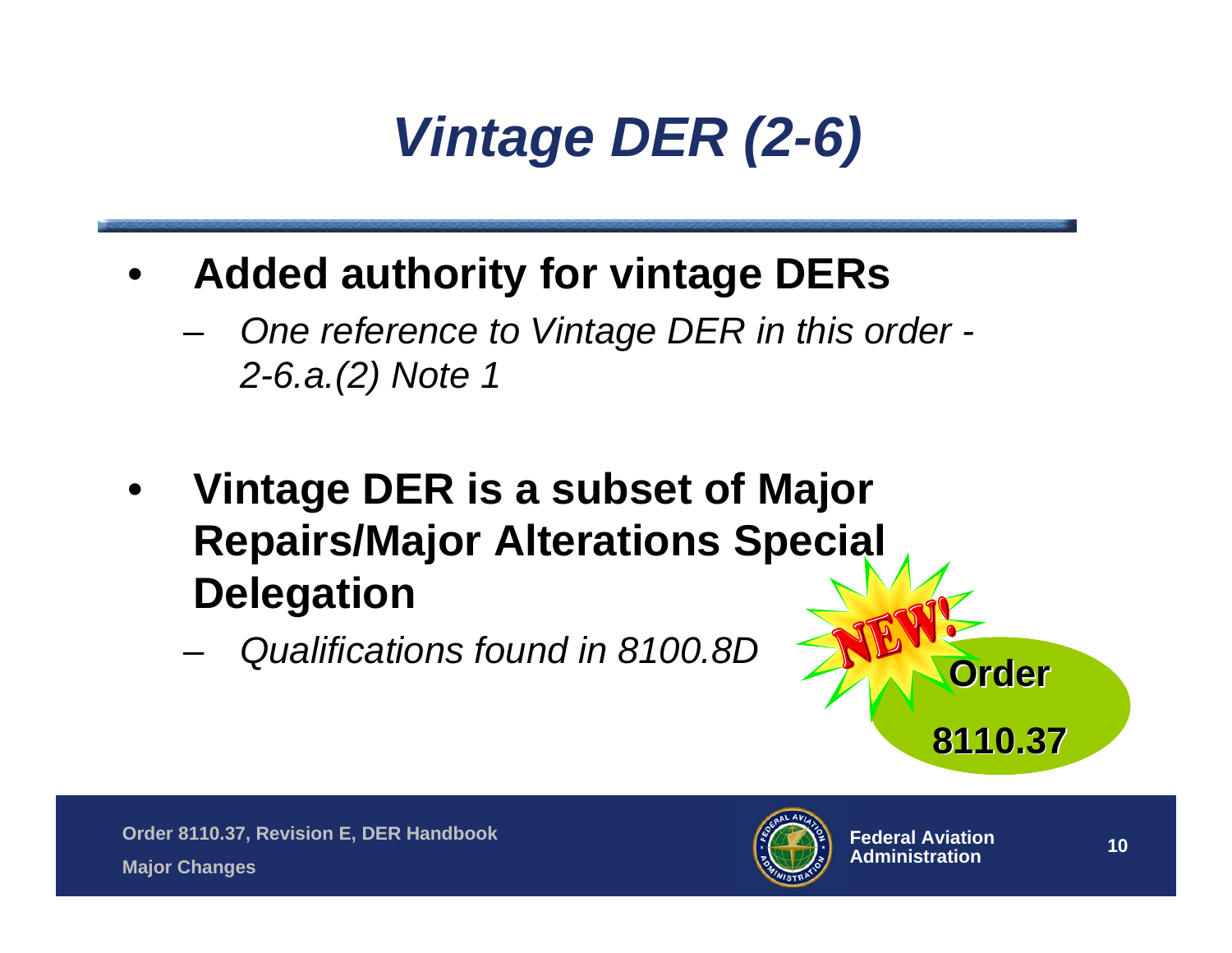# *Vintage DER (2-6)*

- **Added authority for vintage DERs**
  - *One reference to Vintage DER in this order - 2-6.a.(2) Note 1*

- **Vintage DER is a subset of Major Repairs/Major Alterations Special Delegation**
  - *Qualifications found in 8100.8D*

NEW! **Order 8110.37**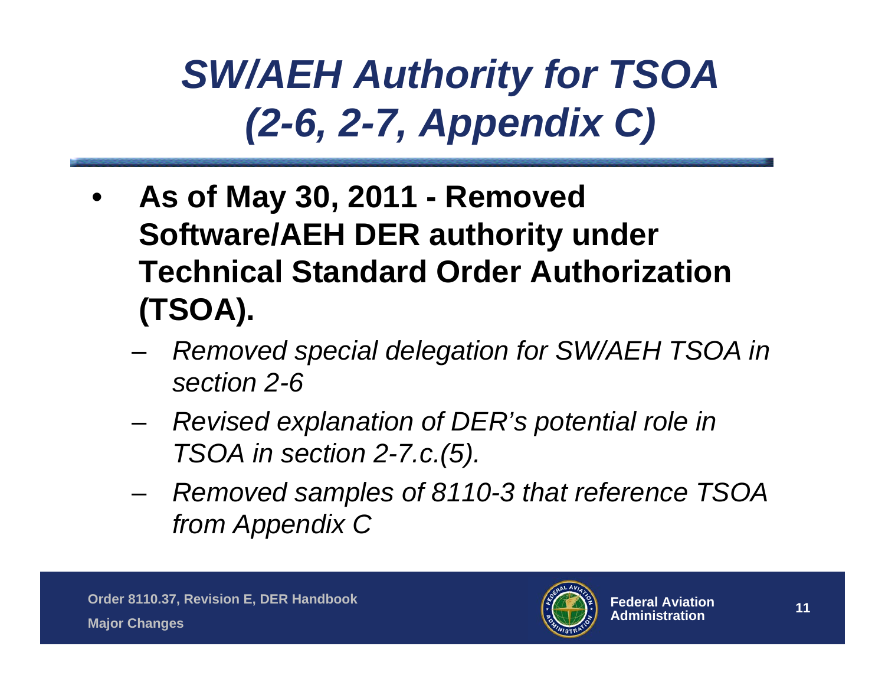# *SW/AEH Authority for TSOA (2-6, 2-7, Appendix C)*

- **As of May 30, 2011 - Removed Software/AEH DER authority under Technical Standard Order Authorization (TSOA).**
  - *Removed special delegation for SW/AEH TSOA in section 2-6*
  - *Revised explanation of DER's potential role in TSOA in section 2-7.c.(5).*
  - *Removed samples of 8110-3 that reference TSOA from Appendix C*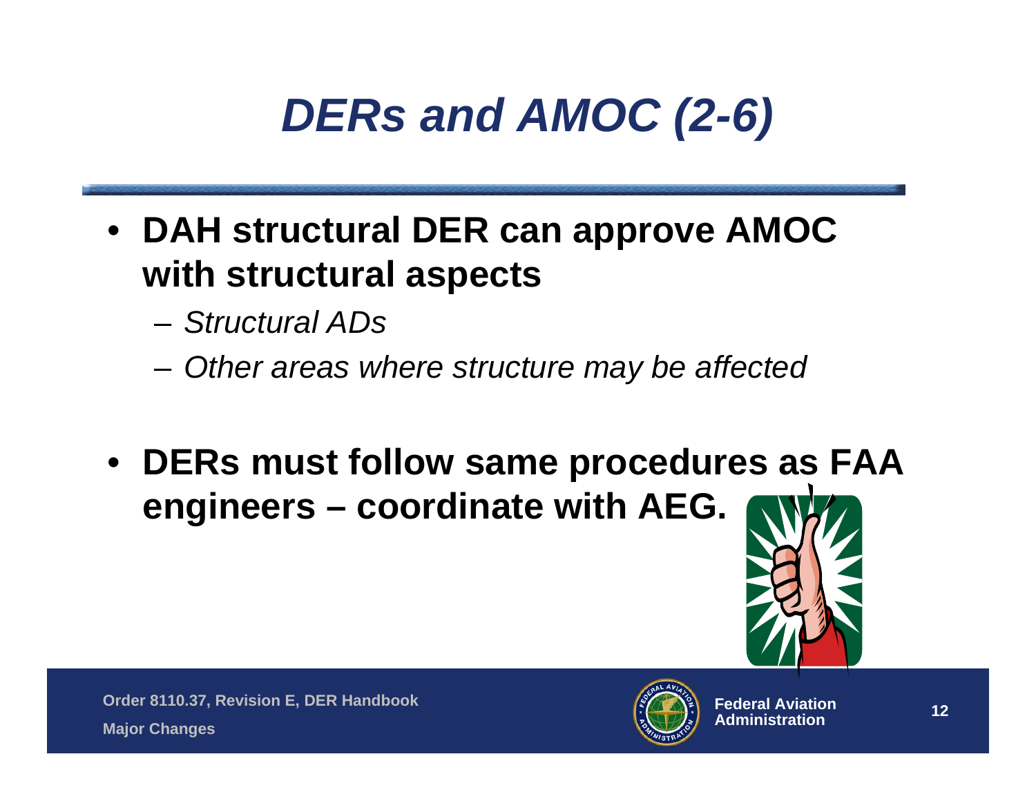# *DERs and AMOC (2-6)*

- **DAH structural DER can approve AMOC with structural aspects**
  - *Structural ADs*
  - *Other areas where structure may be affected*

- **DERs must follow same procedures as FAA engineers – coordinate with AEG.**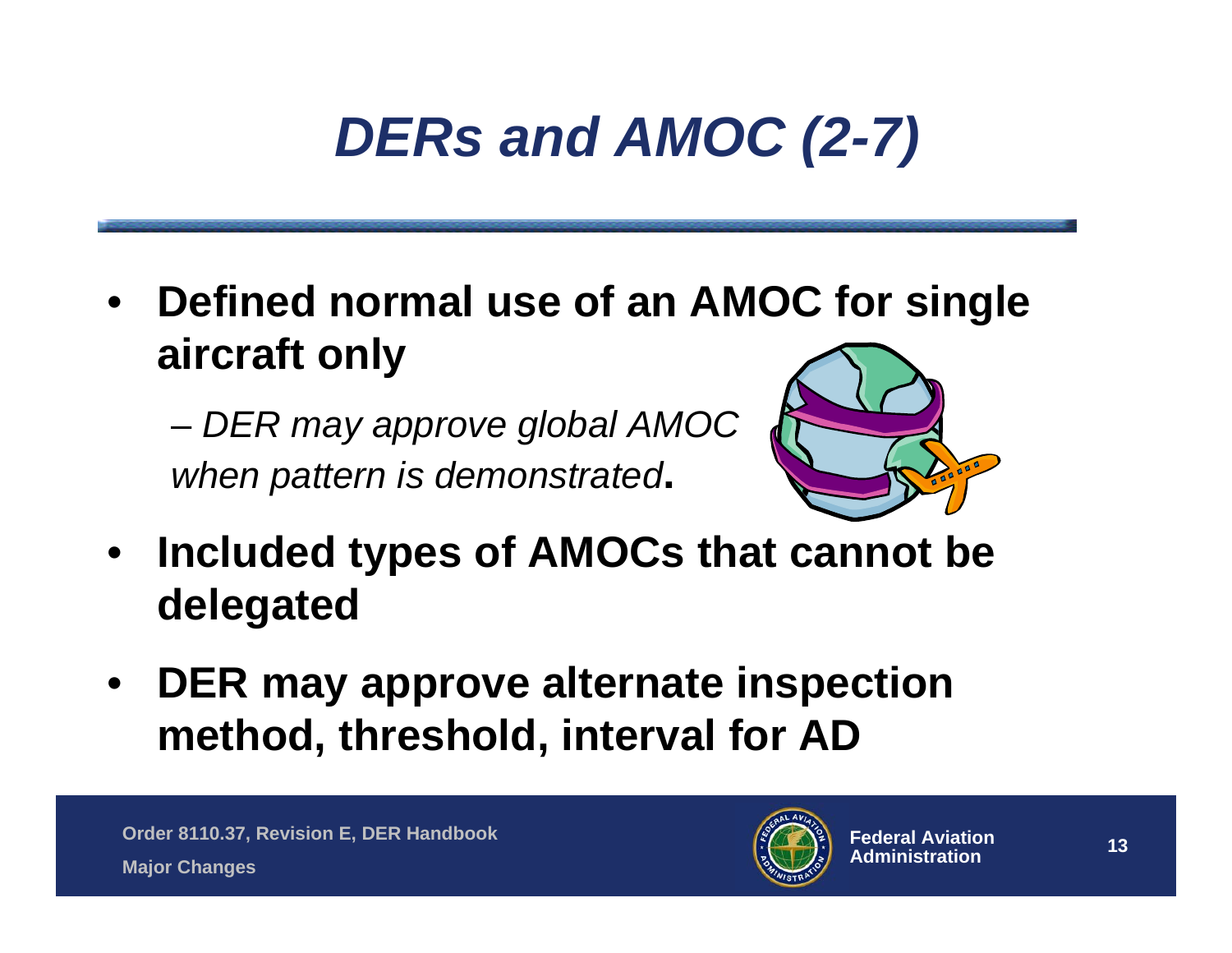# *DERs and AMOC (2-7)*

- **Defined normal use of an AMOC for single aircraft only**
  - *DER may approve global AMOC when pattern is demonstrated*.
- **Included types of AMOCs that cannot be delegated**
- **DER may approve alternate inspection method, threshold, interval for AD**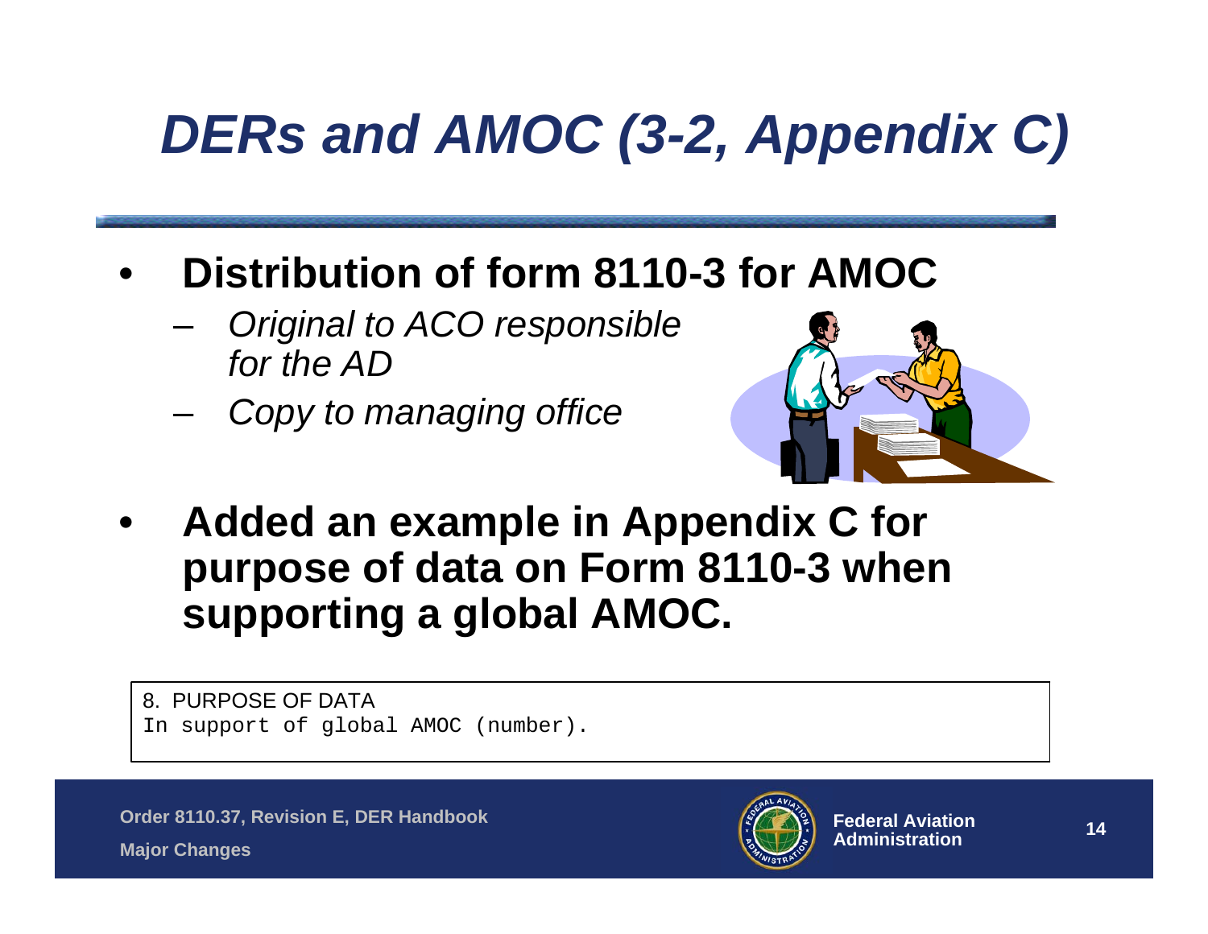# DERs and AMOC (3-2, Appendix C)

- **Distribution of form 8110-3 for AMOC**
  - *Original to ACO responsible for the AD*
  - *Copy to managing office*
- **Added an example in Appendix C for purpose of data on Form 8110-3 when supporting a global AMOC.**

```
8. PURPOSE OF DATA
In support of global AMOC (number).
```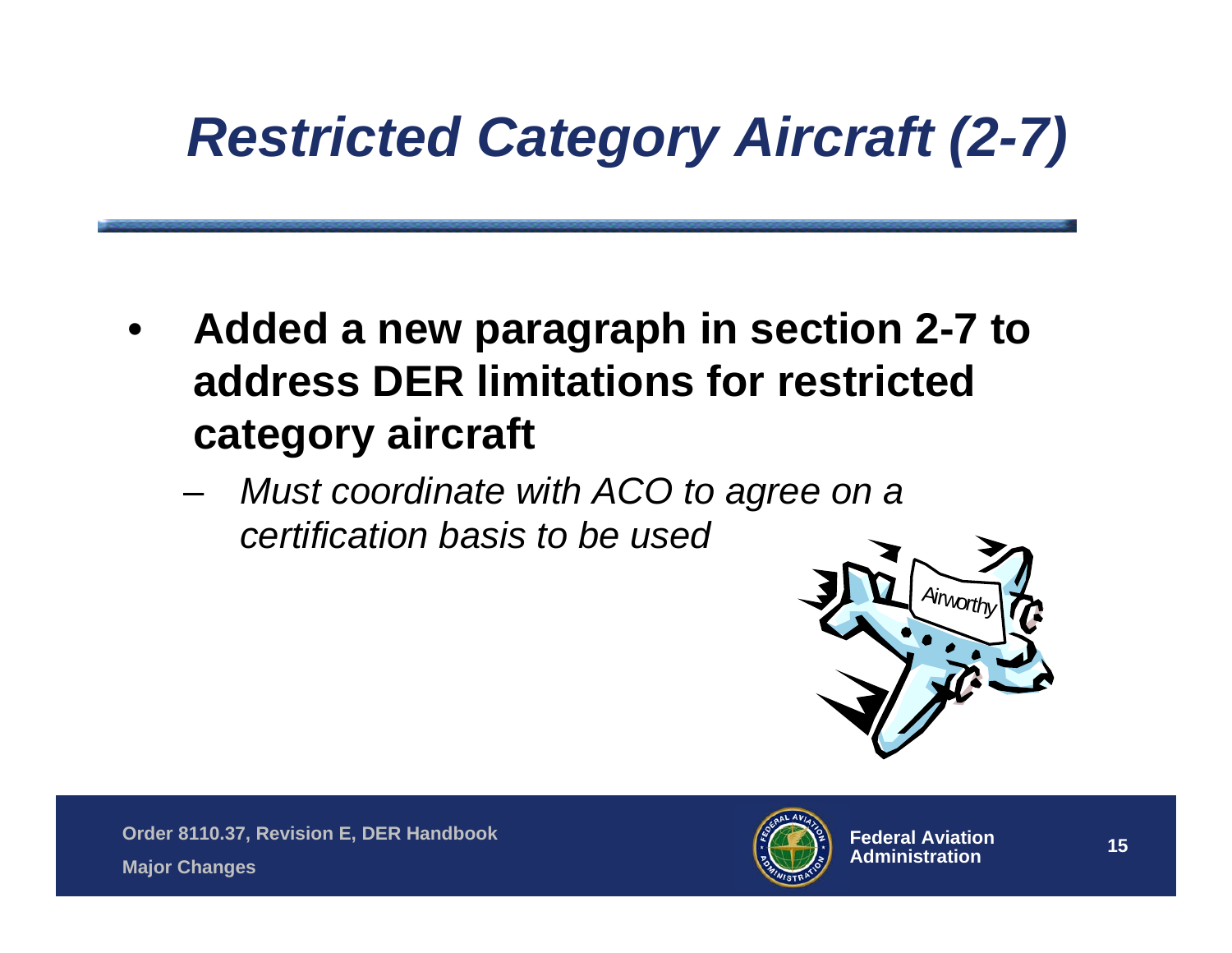# *Restricted Category Aircraft (2-7)*

- **Added a new paragraph in section 2-7 to address DER limitations for restricted category aircraft**
  - *Must coordinate with ACO to agree on a certification basis to be used*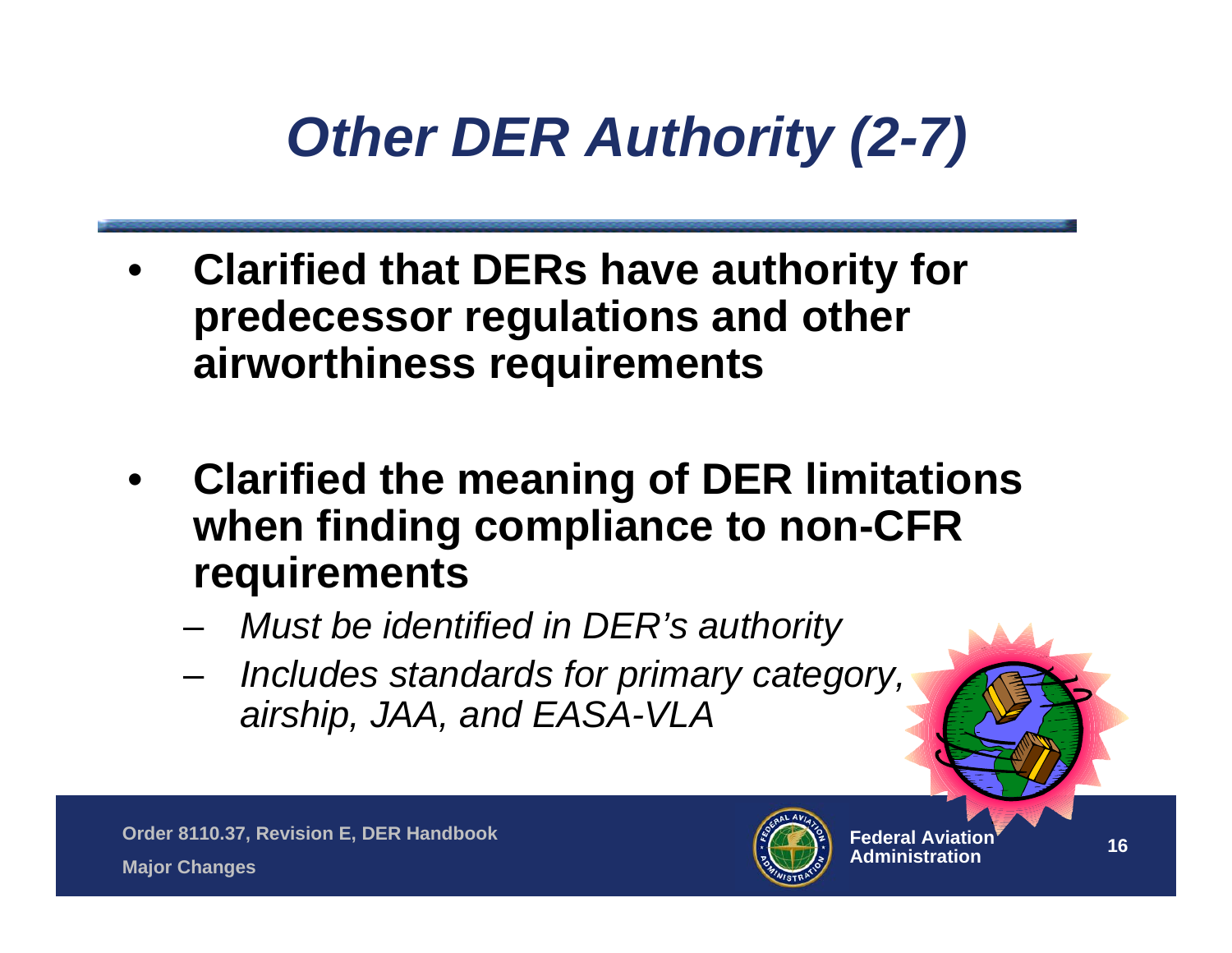# *Other DER Authority (2-7)*

- **Clarified that DERs have authority for predecessor regulations and other airworthiness requirements**

- **Clarified the meaning of DER limitations when finding compliance to non-CFR requirements**
  - *Must be identified in DER's authority*
  - *Includes standards for primary category, airship, JAA, and EASA-VLA*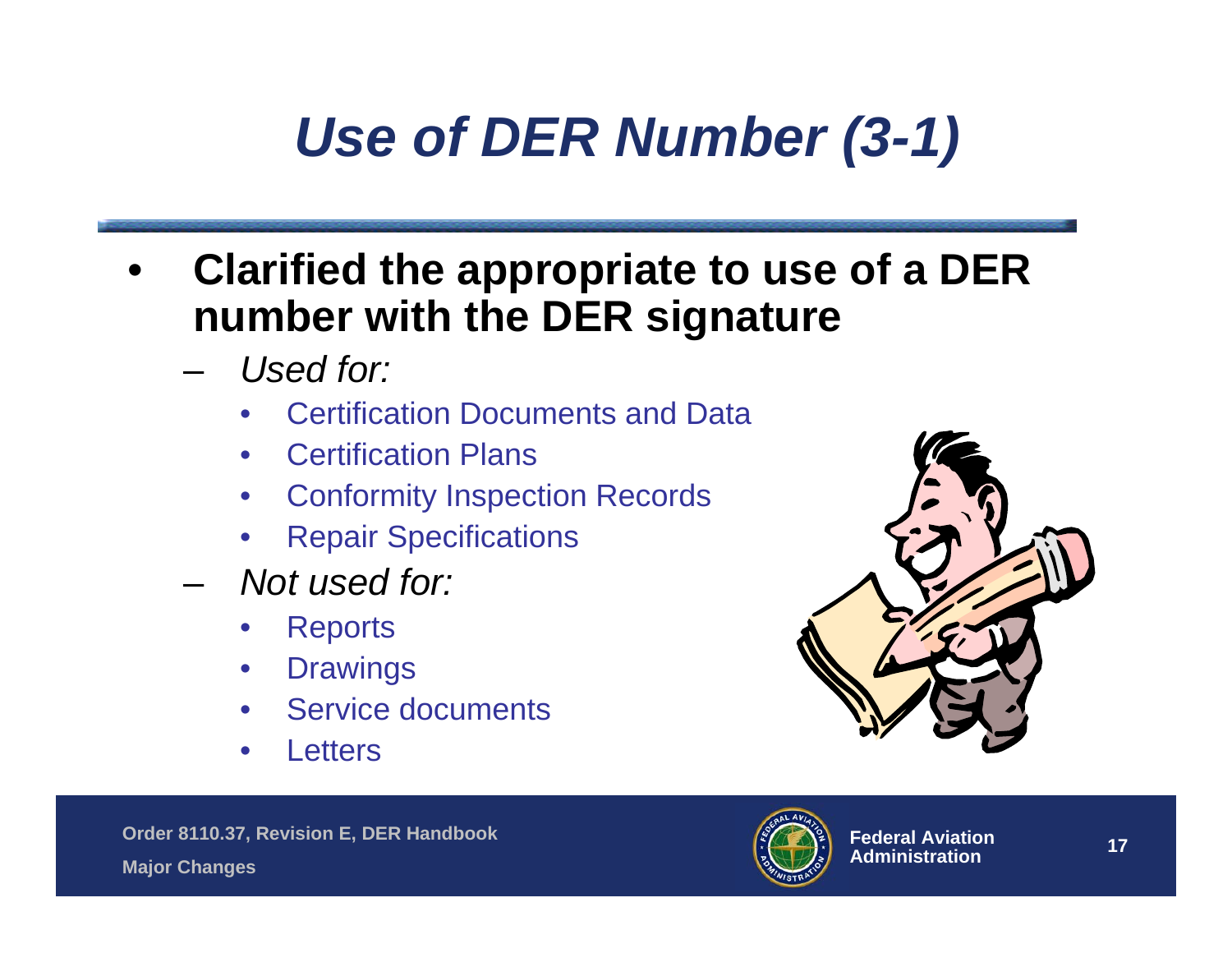# Use of DER Number (3-1)

- **Clarified the appropriate to use of a DER number with the DER signature**
  - *Used for:*
    - Certification Documents and Data
    - Certification Plans
    - Conformity Inspection Records
    - Repair Specifications
  - *Not used for:*
    - Reports
    - Drawings
    - Service documents
    - Letters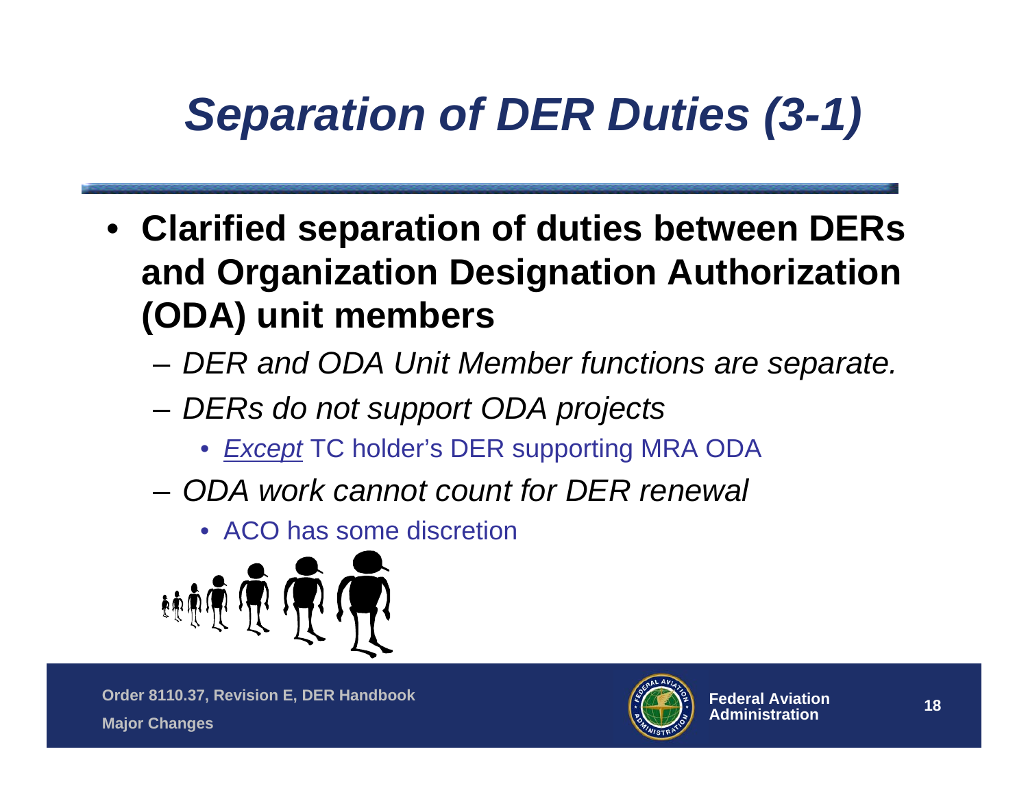# *Separation of DER Duties (3-1)*

- **Clarified separation of duties between DERs and Organization Designation Authorization (ODA) unit members**
  - *DER and ODA Unit Member functions are separate.*
  - *DERs do not support ODA projects*
    - *Except* TC holder's DER supporting MRA ODA
  - *ODA work cannot count for DER renewal*
    - ACO has some discretion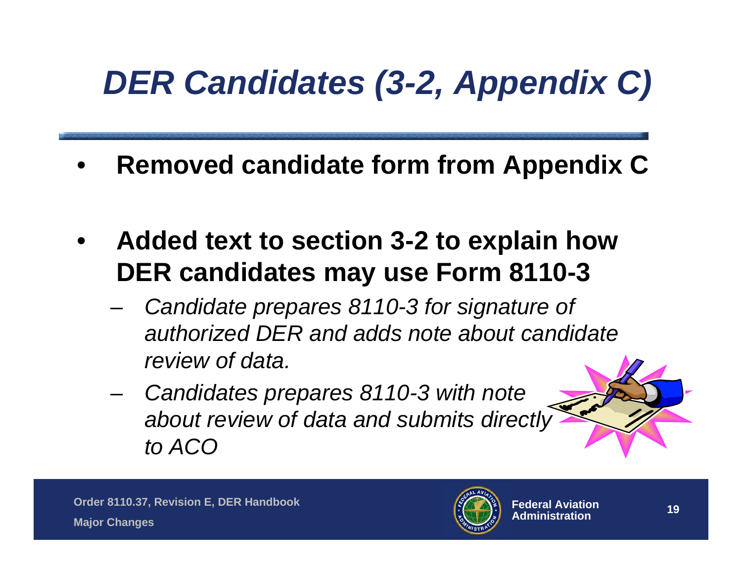# *DER Candidates (3-2, Appendix C)*

- **Removed candidate form from Appendix C**
- **Added text to section 3-2 to explain how DER candidates may use Form 8110-3**
  - *Candidate prepares 8110-3 for signature of authorized DER and adds note about candidate review of data.*
  - *Candidates prepares 8110-3 with note about review of data and submits directly to ACO*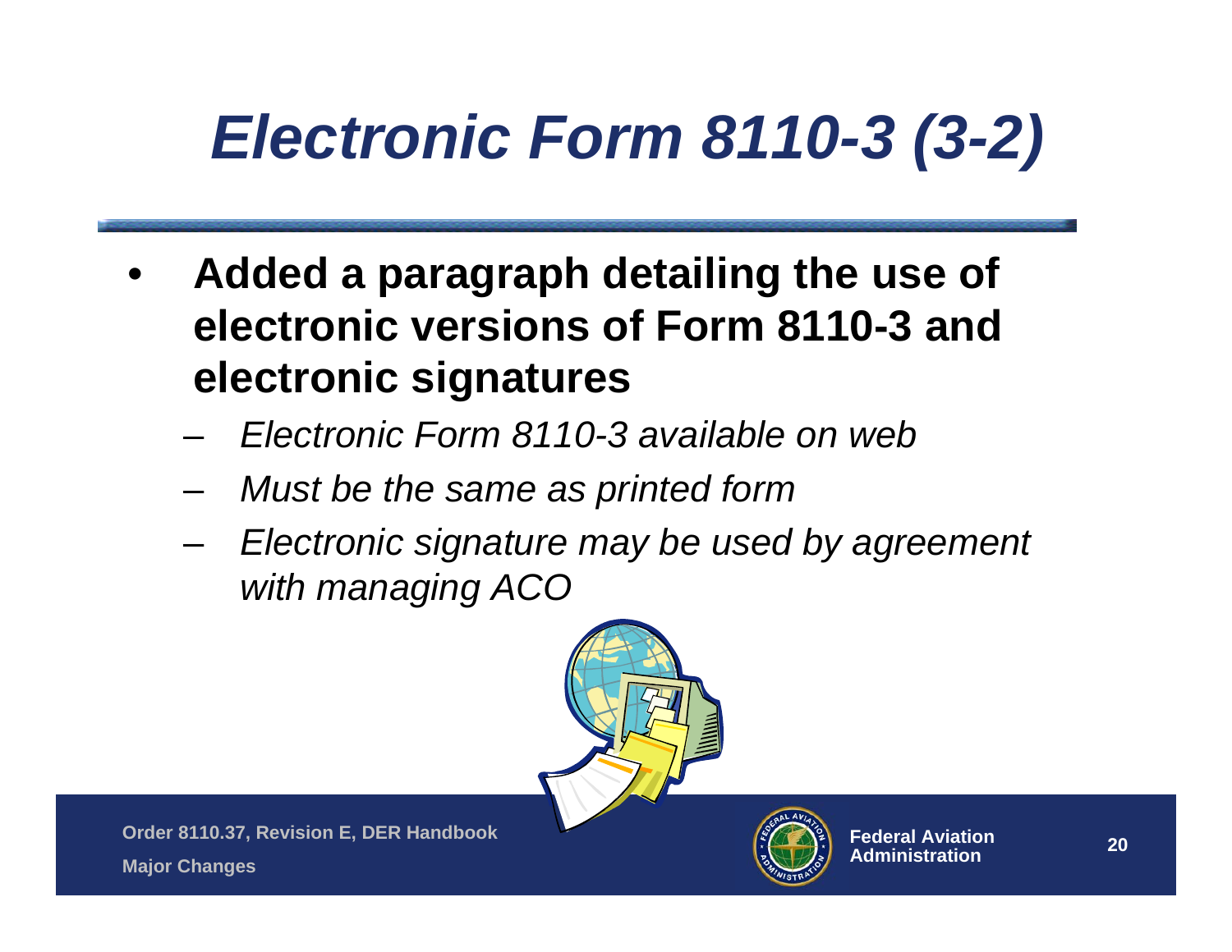# *Electronic Form 8110-3 (3-2)*

- **Added a paragraph detailing the use of electronic versions of Form 8110-3 and electronic signatures**
  - *Electronic Form 8110-3 available on web*
  - *Must be the same as printed form*
  - *Electronic signature may be used by agreement with managing ACO*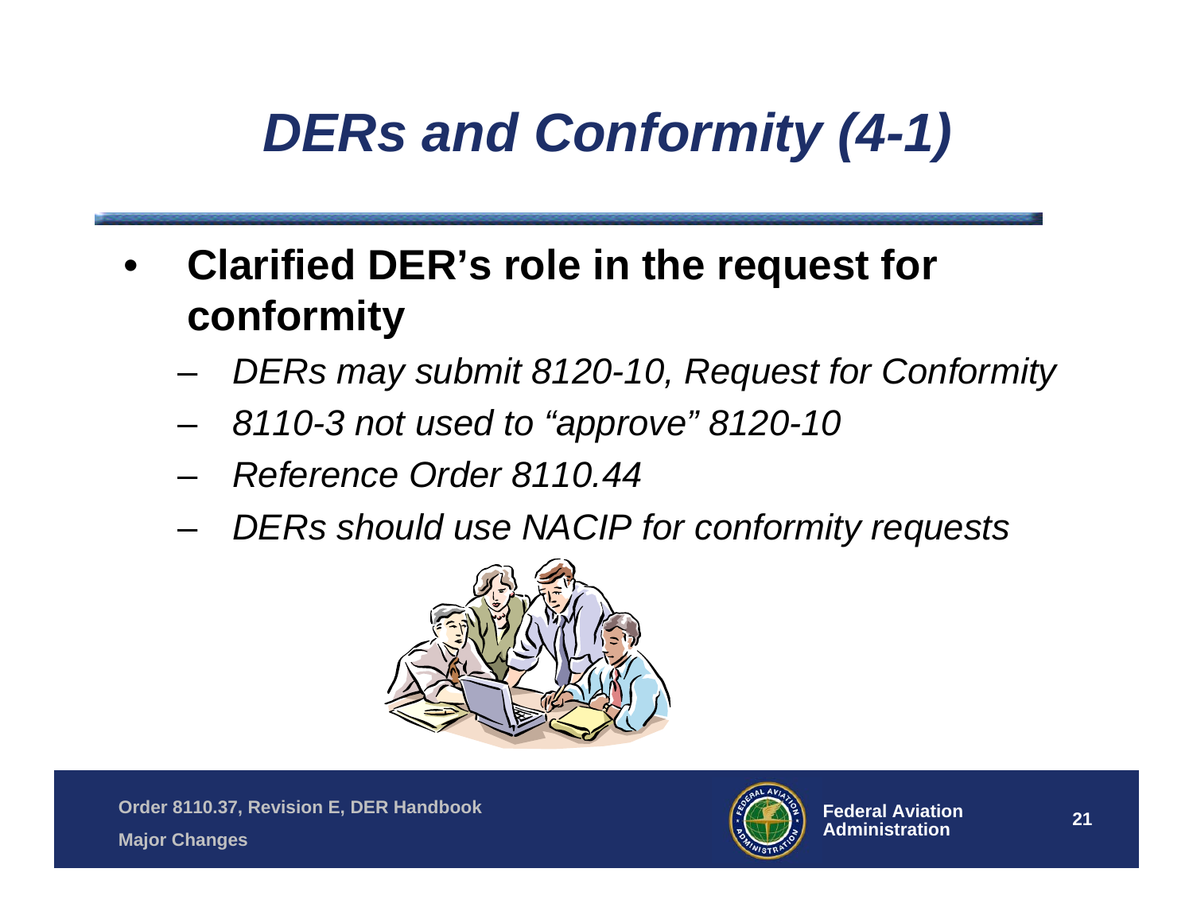# *DERs and Conformity (4-1)*

- **Clarified DER's role in the request for conformity**
  - *DERs may submit 8120-10, Request for Conformity*
  - *8110-3 not used to "approve" 8120-10*
  - *Reference Order 8110.44*
  - *DERs should use NACIP for conformity requests*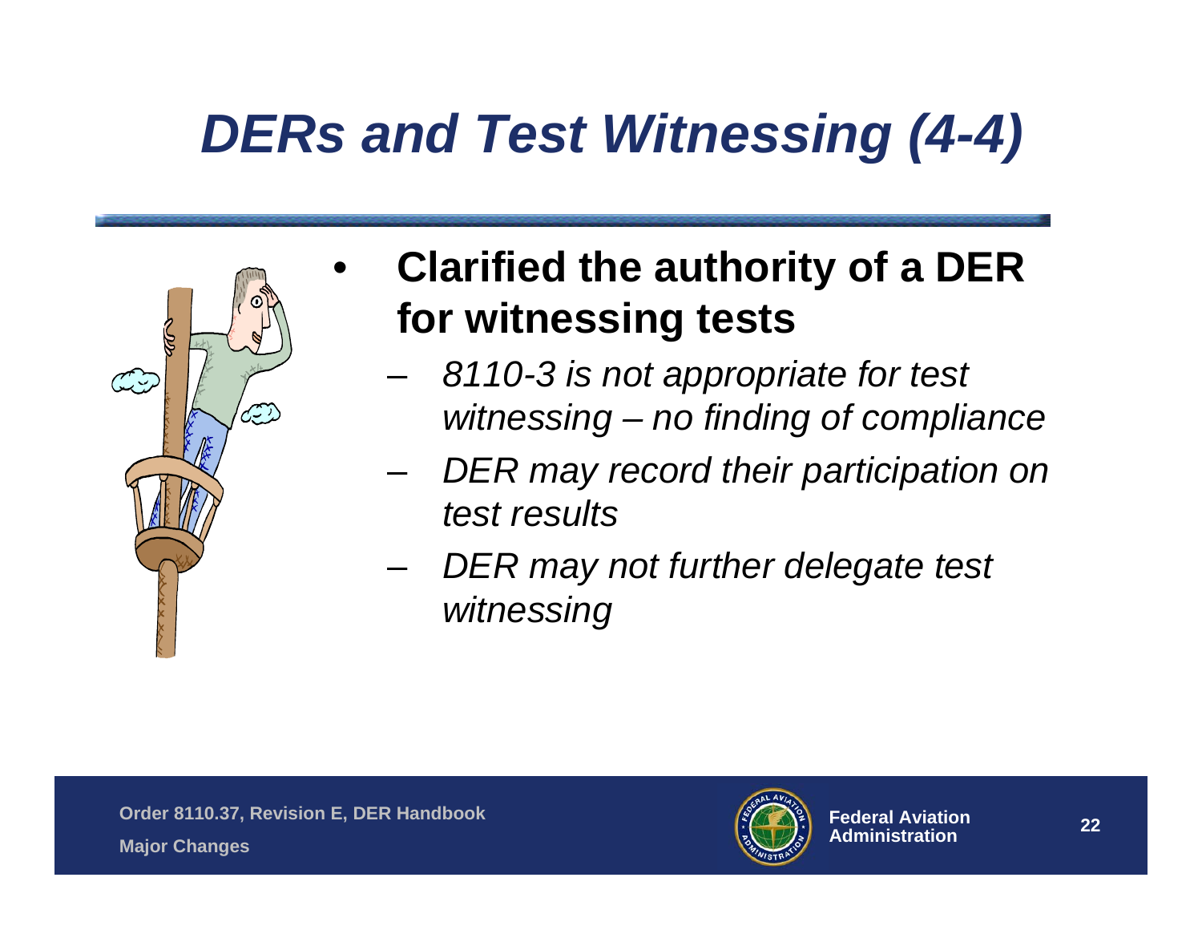# *DERs and Test Witnessing (4-4)*

- **Clarified the authority of a DER for witnessing tests**
  - *8110-3 is not appropriate for test witnessing – no finding of compliance*
  - *DER may record their participation on test results*
  - *DER may not further delegate test witnessing*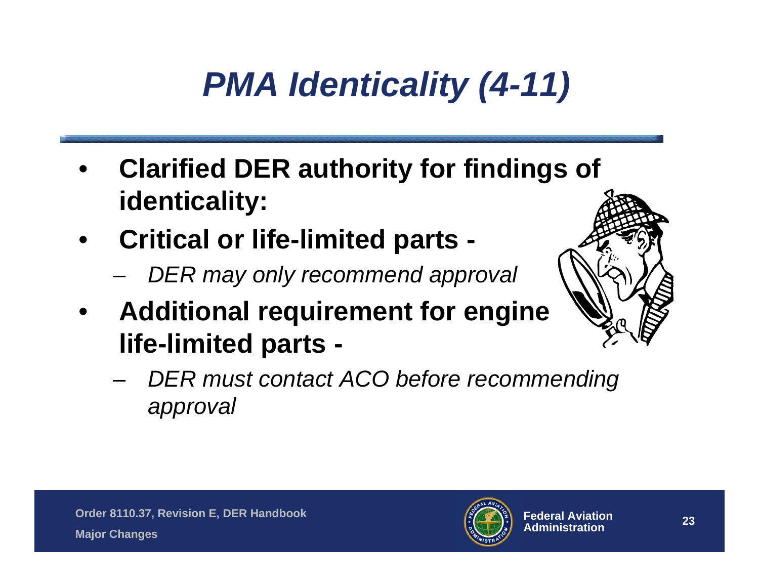# *PMA Identicality (4-11)*

- **Clarified DER authority for findings of identicality:**
- **Critical or life-limited parts -**
  - *DER may only recommend approval*
- **Additional requirement for engine life-limited parts -**
  - *DER must contact ACO before recommending approval*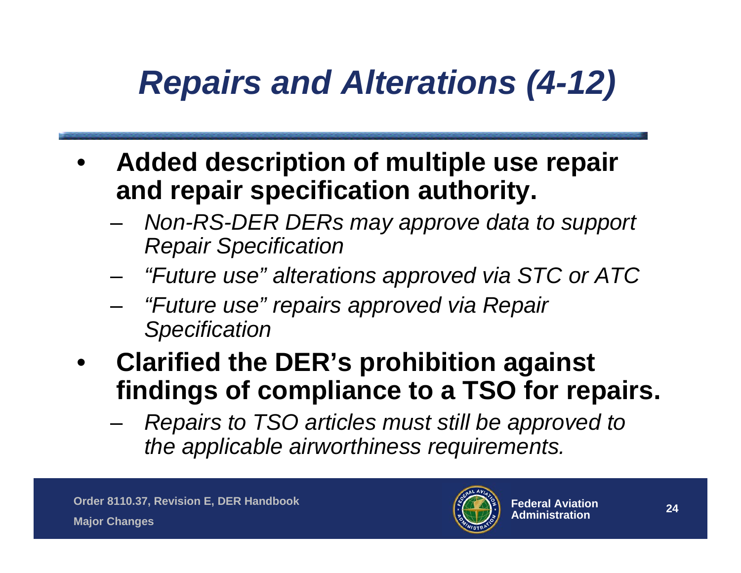# *Repairs and Alterations (4-12)*

- **Added description of multiple use repair and repair specification authority.**
  - *Non-RS-DER DERs may approve data to support Repair Specification*
  - *"Future use" alterations approved via STC or ATC*
  - *"Future use" repairs approved via Repair Specification*
- **Clarified the DER's prohibition against findings of compliance to a TSO for repairs.**
  - *Repairs to TSO articles must still be approved to the applicable airworthiness requirements.*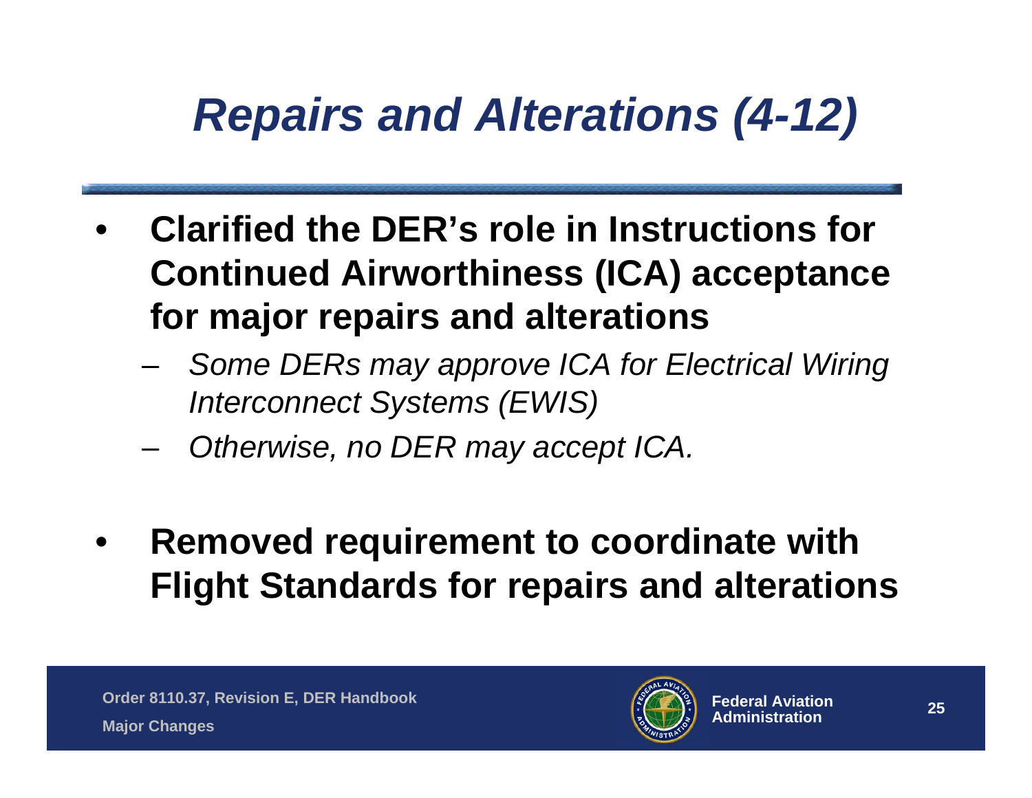# *Repairs and Alterations (4-12)*

- **Clarified the DER's role in Instructions for Continued Airworthiness (ICA) acceptance for major repairs and alterations**
  - *Some DERs may approve ICA for Electrical Wiring Interconnect Systems (EWIS)*
  - *Otherwise, no DER may accept ICA.*

- **Removed requirement to coordinate with Flight Standards for repairs and alterations**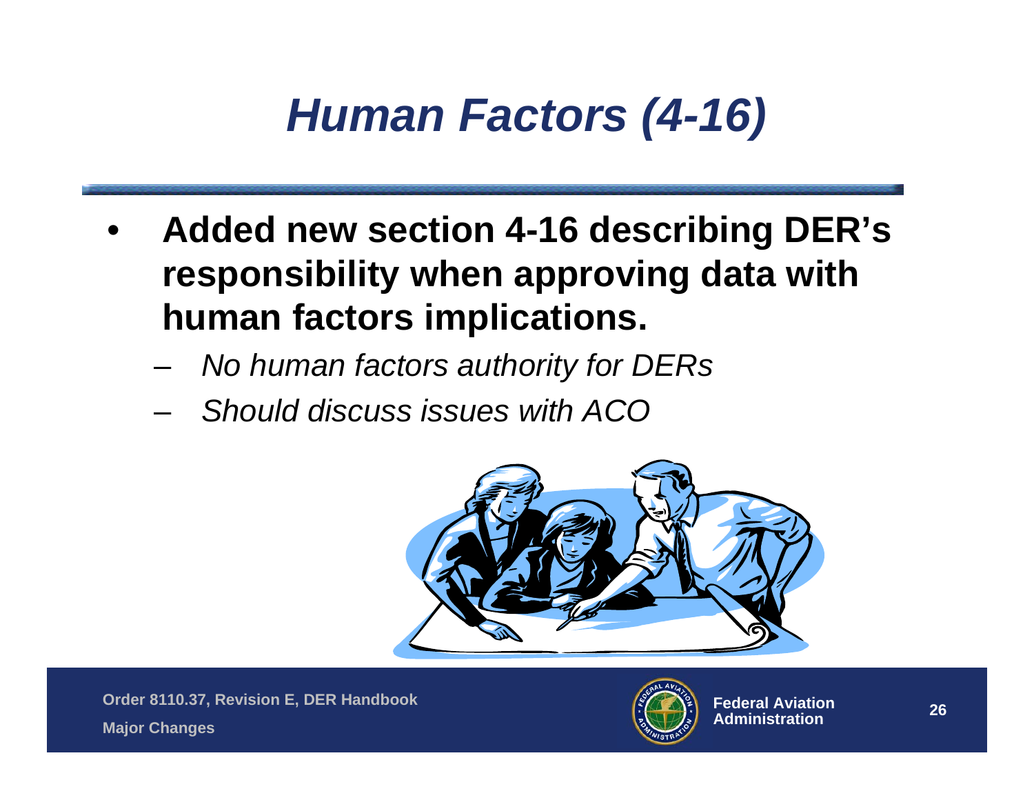# *Human Factors (4-16)*

- **Added new section 4-16 describing DER's responsibility when approving data with human factors implications.**
  - *No human factors authority for DERs*
  - *Should discuss issues with ACO*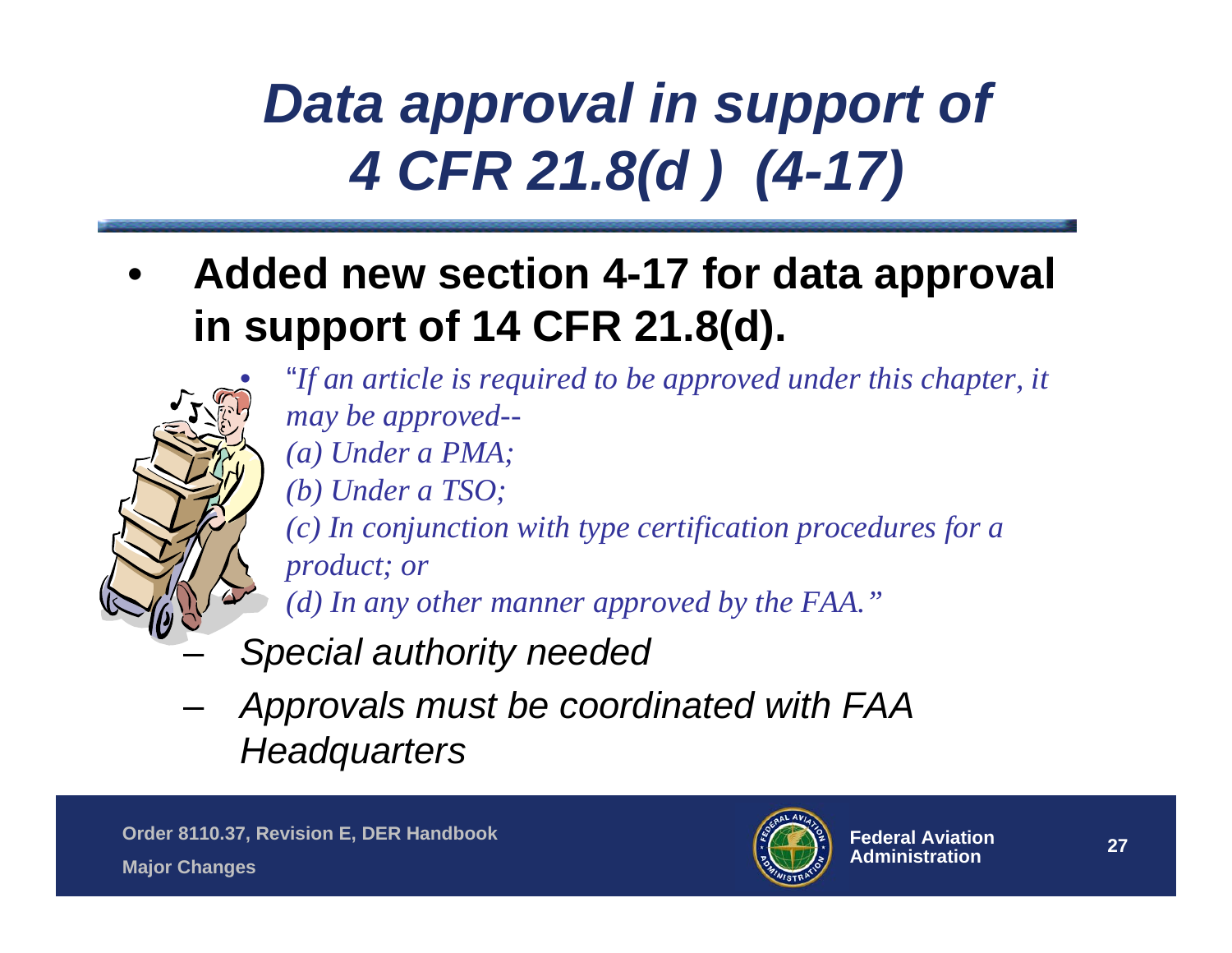# *Data approval in support of 4 CFR 21.8(d ) (4-17)*

- **Added new section 4-17 for data approval in support of 14 CFR 21.8(d).**
  - *"If an article is required to be approved under this chapter, it may be approved--*
    *(a) Under a PMA;*
    *(b) Under a TSO;*
    *(c) In conjunction with type certification procedures for a product; or*
    *(d) In any other manner approved by the FAA."*
  - *Special authority needed*
  - *Approvals must be coordinated with FAA Headquarters*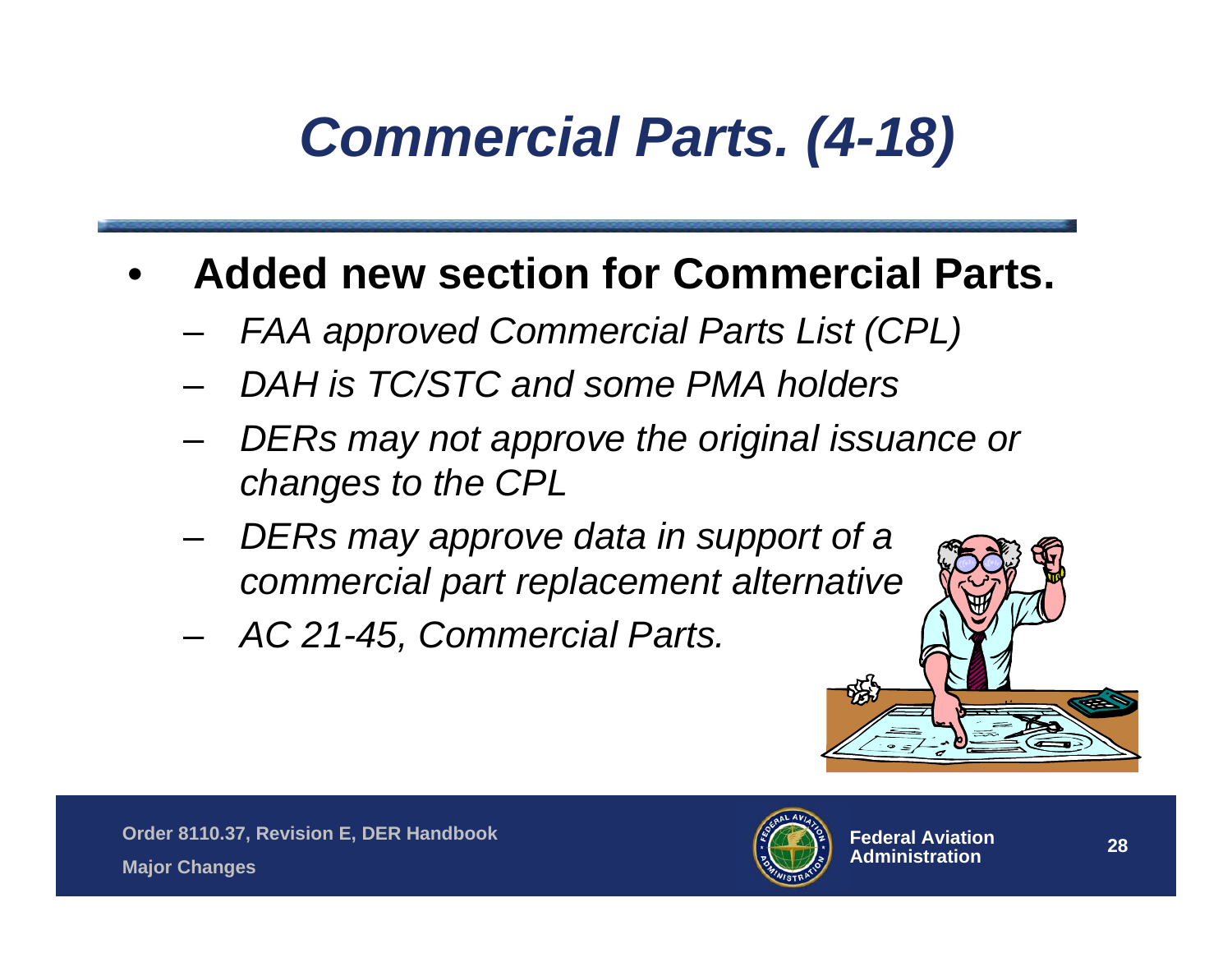# *Commercial Parts. (4-18)*

- **Added new section for Commercial Parts.**
  - *FAA approved Commercial Parts List (CPL)*
  - *DAH is TC/STC and some PMA holders*
  - *DERs may not approve the original issuance or changes to the CPL*
  - *DERs may approve data in support of a commercial part replacement alternative*
  - *AC 21-45, Commercial Parts.*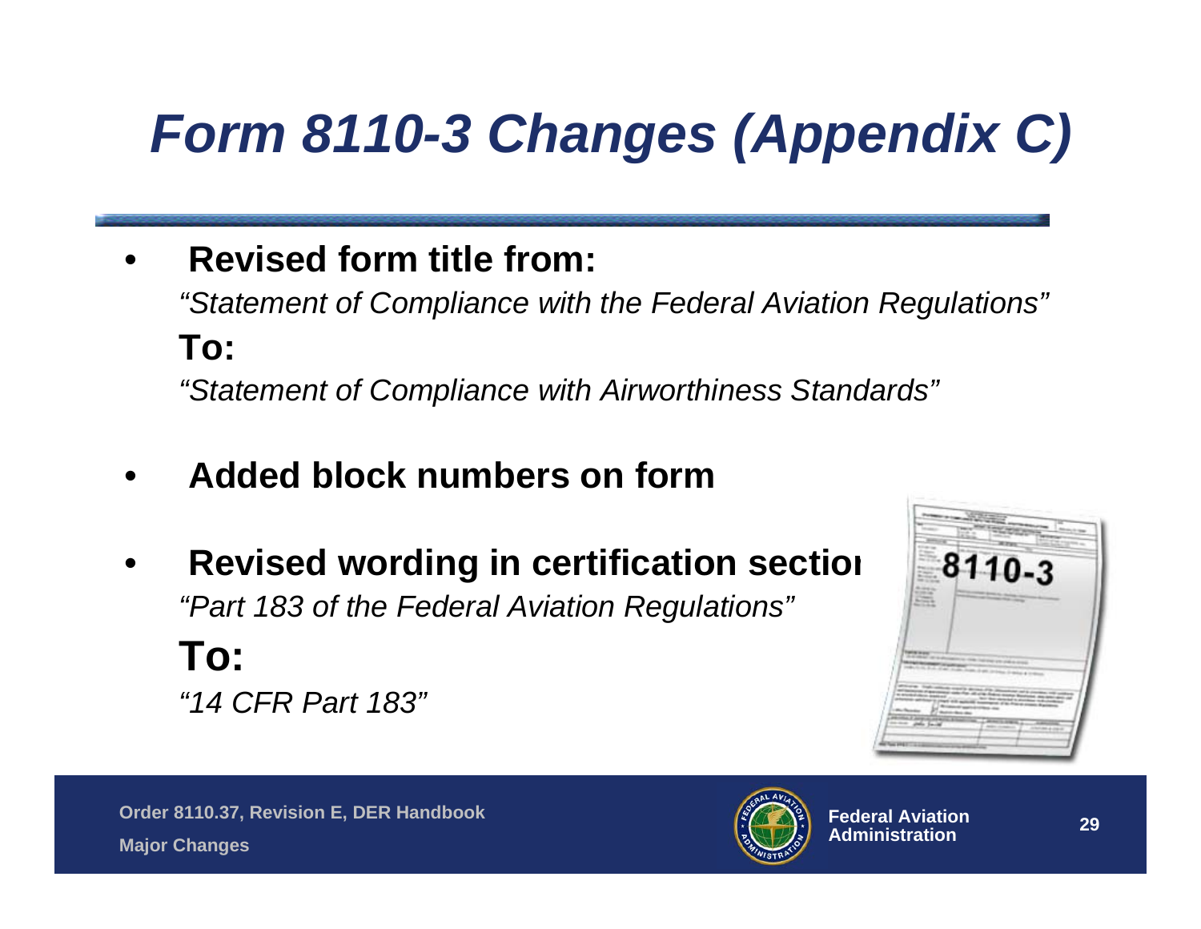# *Form 8110-3 Changes (Appendix C)*

- **Revised form title from:**

  *"Statement of Compliance with the Federal Aviation Regulations"*

  **To:**

  *"Statement of Compliance with Airworthiness Standards"*

- **Added block numbers on form**

- **Revised wording in certification section**

  *"Part 183 of the Federal Aviation Regulations"*

  **To:**

  *"14 CFR Part 183"*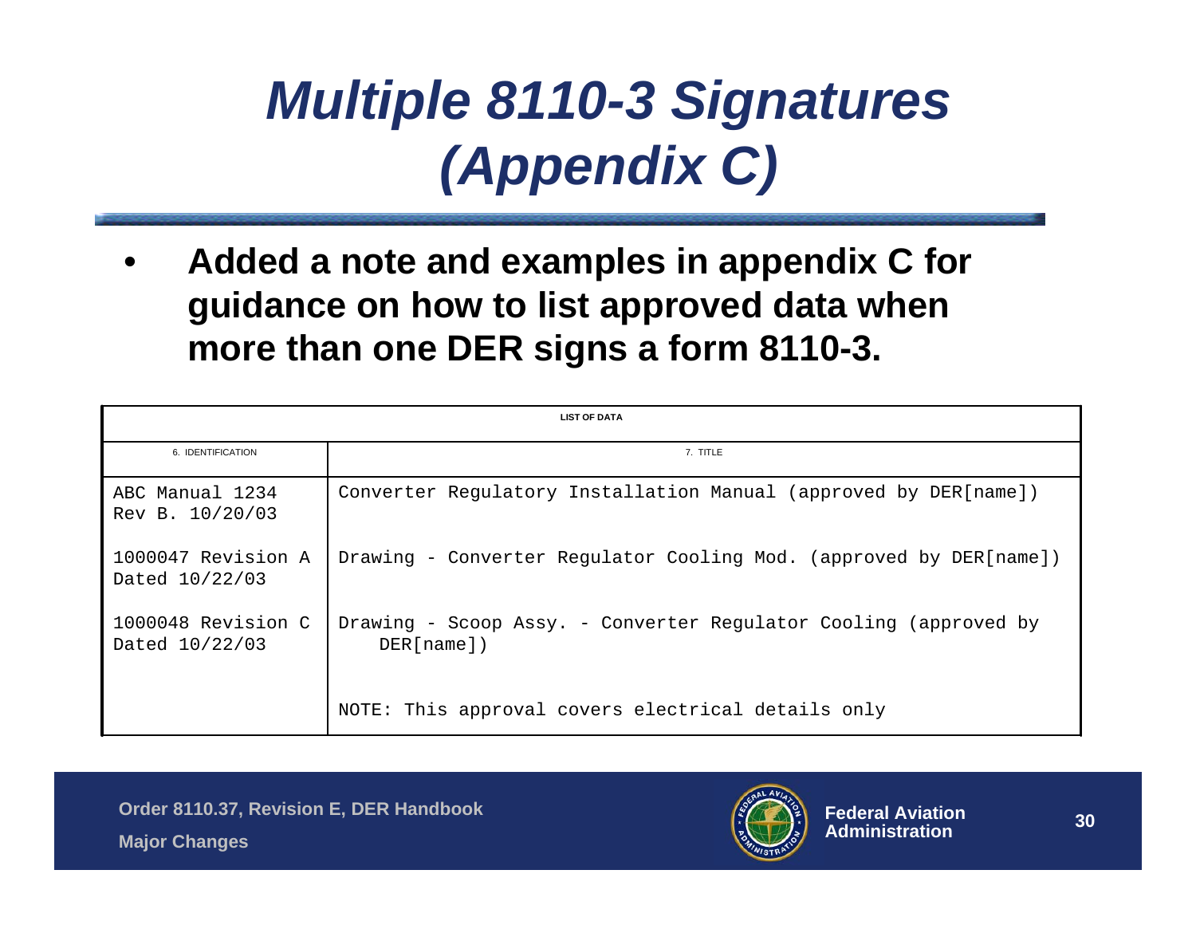# *Multiple 8110-3 Signatures (Appendix C)*

- **Added a note and examples in appendix C for guidance on how to list approved data when more than one DER signs a form 8110-3.**

| LIST OF DATA | |
|---|---|
| 6. IDENTIFICATION | 7. TITLE |
| ABC Manual 1234 Rev B. 10/20/03 | Converter Regulatory Installation Manual (approved by DER[name]) |
| 1000047 Revision A Dated 10/22/03 | Drawing - Converter Regulator Cooling Mod. (approved by DER[name]) |
| 1000048 Revision C Dated 10/22/03 | Drawing - Scoop Assy. - Converter Regulator Cooling (approved by DER[name]) |
| | NOTE: This approval covers electrical details only |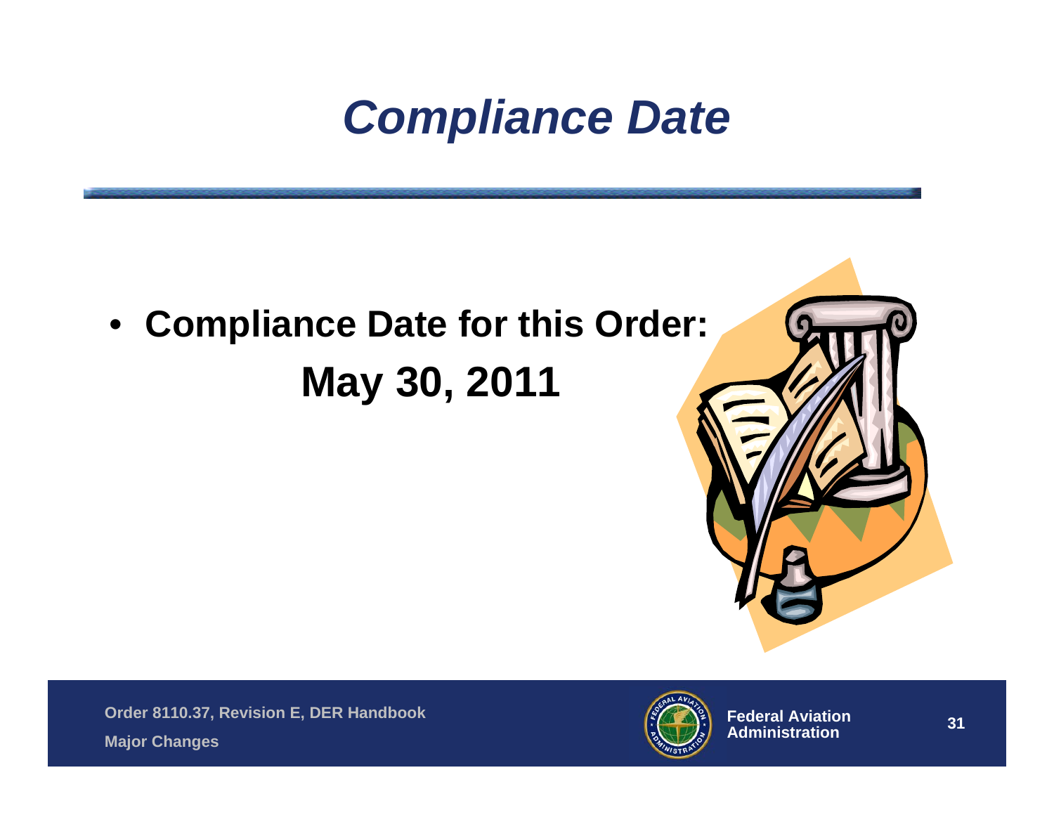# *Compliance Date*

- **Compliance Date for this Order:**

  **May 30, 2011**